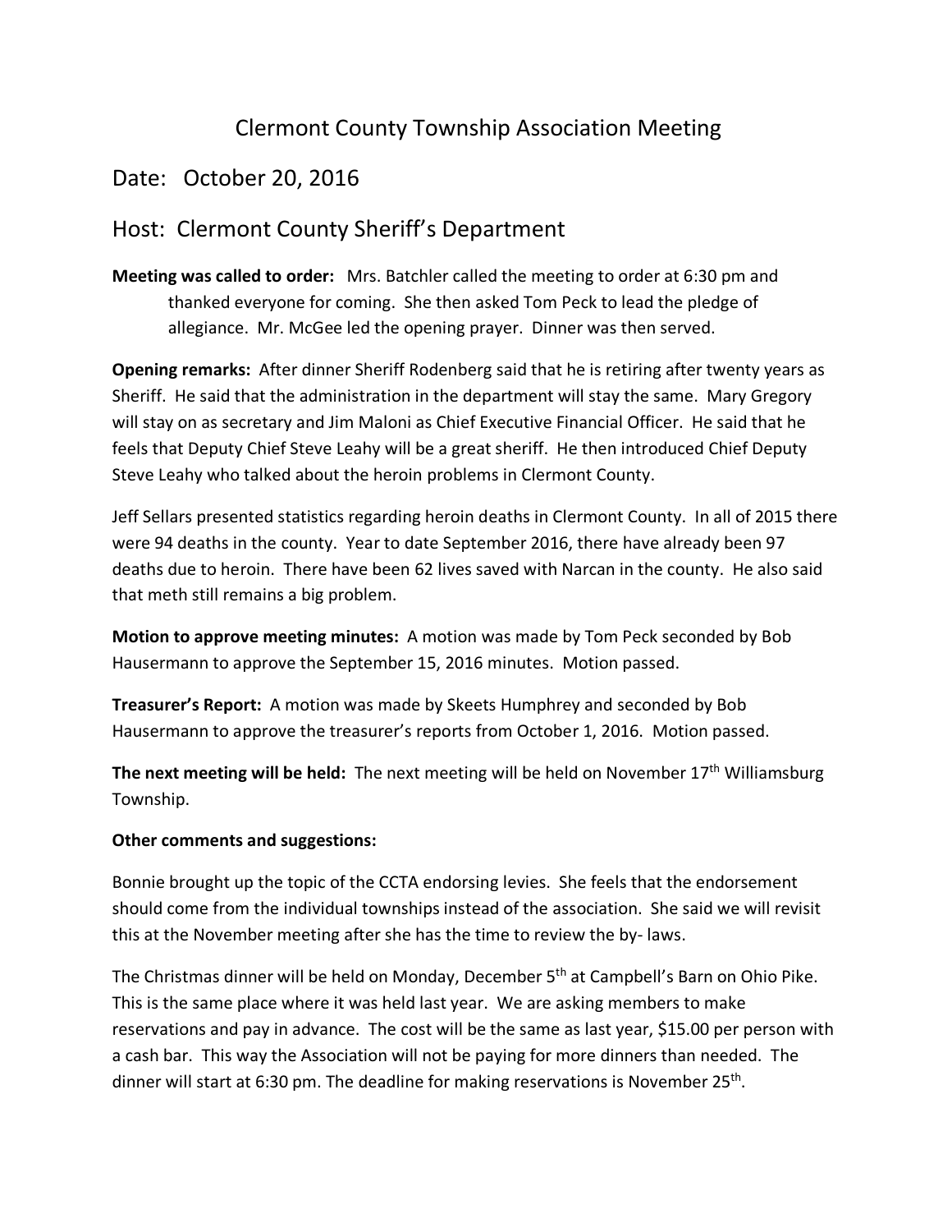# Clermont County Township Association Meeting

## Date: October 20, 2016

## Host: Clermont County Sheriff's Department

**Meeting was called to order:** Mrs. Batchler called the meeting to order at 6:30 pm and thanked everyone for coming. She then asked Tom Peck to lead the pledge of allegiance. Mr. McGee led the opening prayer. Dinner was then served.

**Opening remarks:** After dinner Sheriff Rodenberg said that he is retiring after twenty years as Sheriff. He said that the administration in the department will stay the same. Mary Gregory will stay on as secretary and Jim Maloni as Chief Executive Financial Officer. He said that he feels that Deputy Chief Steve Leahy will be a great sheriff. He then introduced Chief Deputy Steve Leahy who talked about the heroin problems in Clermont County.

Jeff Sellars presented statistics regarding heroin deaths in Clermont County. In all of 2015 there were 94 deaths in the county. Year to date September 2016, there have already been 97 deaths due to heroin. There have been 62 lives saved with Narcan in the county. He also said that meth still remains a big problem.

**Motion to approve meeting minutes:** A motion was made by Tom Peck seconded by Bob Hausermann to approve the September 15, 2016 minutes. Motion passed.

**Treasurer's Report:** A motion was made by Skeets Humphrey and seconded by Bob Hausermann to approve the treasurer's reports from October 1, 2016. Motion passed.

**The next meeting will be held:** The next meeting will be held on November 17th Williamsburg Township.

**Other comments and suggestions:**

Bonnie brought up the topic of the CCTA endorsing levies. She feels that the endorsement should come from the individual townships instead of the association. She said we will revisit this at the November meeting after she has the time to review the by- laws.

The Christmas dinner will be held on Monday, December 5th at Campbell's Barn on Ohio Pike. This is the same place where it was held last year. We are asking members to make reservations and pay in advance. The cost will be the same as last year, $15.00 per person with a cash bar. This way the Association will not be paying for more dinners than needed. The dinner will start at 6:30 pm. The deadline for making reservations is November 25th.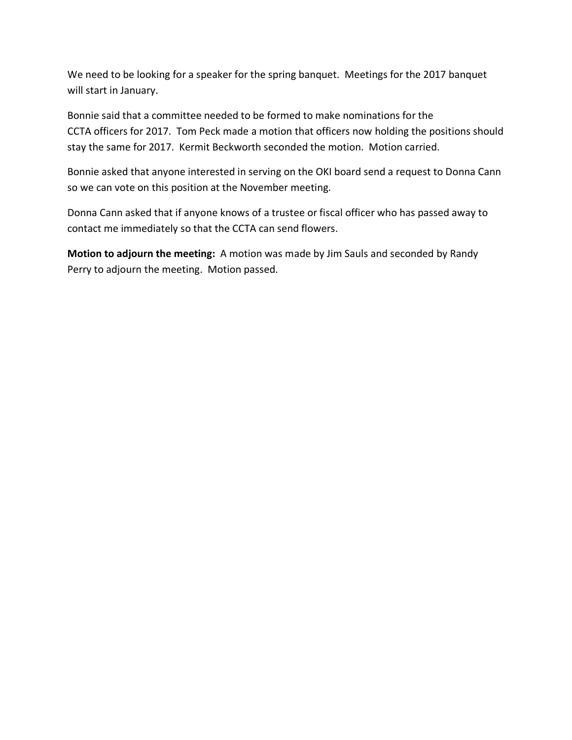We need to be looking for a speaker for the spring banquet. Meetings for the 2017 banquet will start in January.

Bonnie said that a committee needed to be formed to make nominations for the CCTA officers for 2017. Tom Peck made a motion that officers now holding the positions should stay the same for 2017. Kermit Beckworth seconded the motion. Motion carried.

Bonnie asked that anyone interested in serving on the OKI board send a request to Donna Cann so we can vote on this position at the November meeting.

Donna Cann asked that if anyone knows of a trustee or fiscal officer who has passed away to contact me immediately so that the CCTA can send flowers.

**Motion to adjourn the meeting:** A motion was made by Jim Sauls and seconded by Randy Perry to adjourn the meeting. Motion passed.